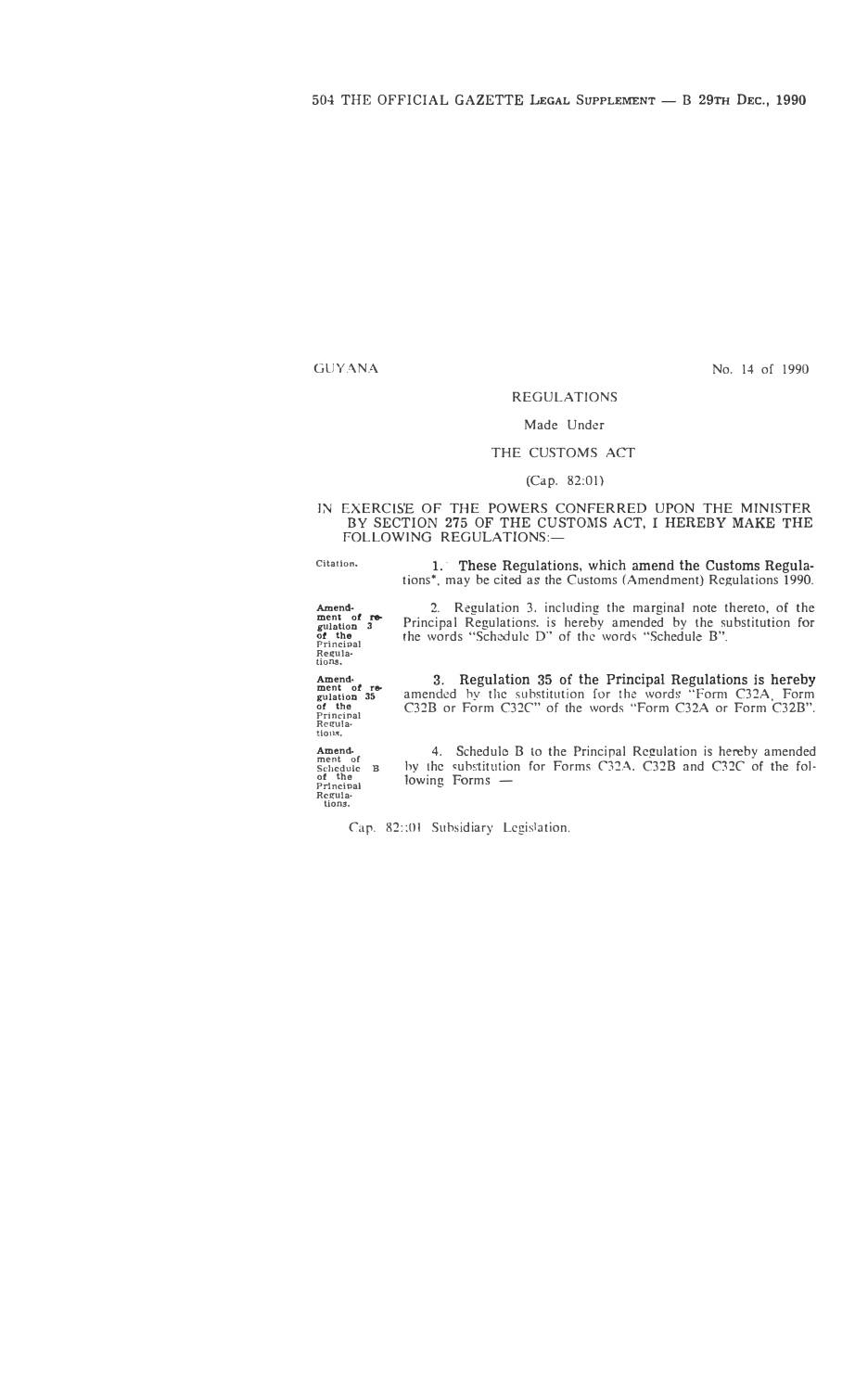GUYANA

No. 14 of 1990

REGULATIONS

Made Under

THE CUSTOMS ACT

(Cap. 82:01)

IN EXERCISE OF THE POWERS CONFERRED UPON THE MINISTER BY SECTION 275 OF THE CUSTOMS ACT, I HEREBY MAKE THE FOLLOWING REGULATIONS:—

Citation.

1. These Regulations, which amend the Customs Regulations*, may be cited as the Customs (Amendment) Regulations 1990.

Amendment of regulation 3 of the Principal Regulations.

2. Regulation 3, including the marginal note thereto, of the Principal Regulations, is hereby amended by the substitution for the words "Schedule D" of the words "Schedule B".

Amendment of regulation 35 of the Principal Regulations.

3. Regulation 35 of the Principal Regulations is hereby amended by the substitution for the words "Form C32A, Form C32B or Form C32C" of the words "Form C32A or Form C32B".

Amendment of Schedule B of the Principal Regulations.

4. Schedule B to the Principal Regulation is hereby amended by the substitution for Forms C32A, C32B and C32C of the following Forms —

Cap. 82::01 Subsidiary Legislation.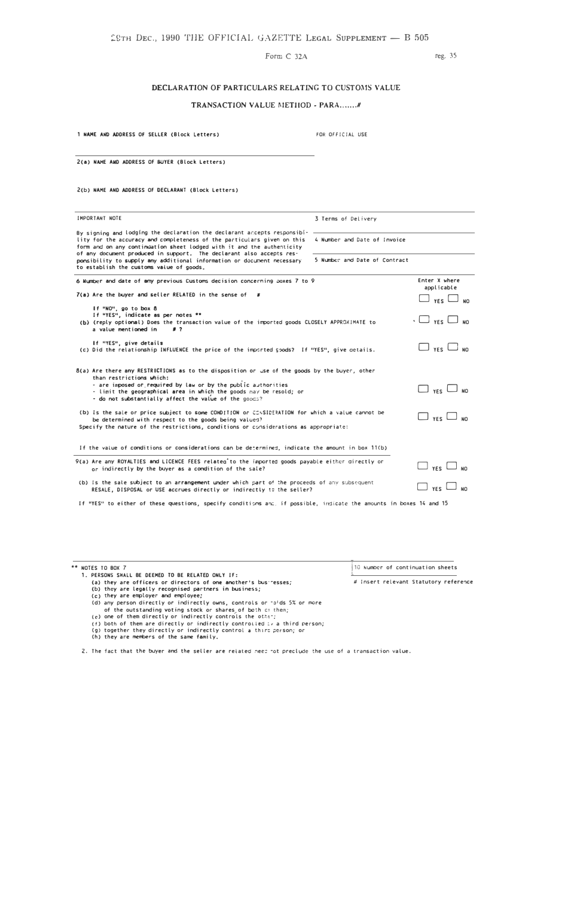Form C 32A

reg. 35

## DECLARATION OF PARTICULARS RELATING TO CUSTOMS VALUE

### TRANSACTION VALUE METHOD - PARA.......#

**1 NAME AND ADDRESS OF SELLER (Block Letters)**

FOR OFFICIAL USE

**2(a) NAME AND ADDRESS OF BUYER (Block Letters)**

**2(b) NAME AND ADDRESS OF DECLARANT (Block Letters)**

IMPORTANT NOTE

By signing and lodging the declaration the declarant accepts responsibility for the accuracy and completeness of the particulars given on this form and on any continuation sheet lodged with it and the authenticity of any document produced in support. The declarant also accepts responsibility to supply any additional information or document necessary to establish the customs value of goods.

3 Terms of Delivery

4 Number and Date of Invoice

5 Number and Date of Contract

6 Number and date of any previous Customs decision concerning boxes 7 to 9

Enter X where applicable

7(a) Are the buyer and seller RELATED in the sense of # — ☐ YES ☐ NO

If "NO", go to box 8
If "YES", indicate as per notes **

(b) (reply optional) Does the transaction value of the imported goods CLOSELY APPROXIMATE to a value mentioned in # ? — ☐ YES ☐ NO

If "YES", give details

(c) Did the relationship INFLUENCE the price of the imported goods? If "YES", give details. — ☐ YES ☐ NO

8(a) Are there any RESTRICTIONS as to the disposition or use of the goods by the buyer, other than restrictions which:
- are imposed or required by law or by the public authorities
- limit the geographical area in which the goods may be resold; or
- do not substantially affect the value of the goods?

☐ YES ☐ NO

(b) Is the sale or price subject to some CONDITION or CONSIDERATION for which a value cannot be determined with respect to the goods being valued? — ☐ YES ☐ NO

Specify the nature of the restrictions, conditions or considerations as appropriate:

If the value of conditions or considerations can be determined, indicate the amount in box 11(b)

9(a) Are any ROYALTIES and LICENCE FEES related to the imported goods payable either directly or indirectly by the buyer as a condition of the sale? — ☐ YES ☐ NO

(b) Is the sale subject to an arrangement under which part of the proceeds of any subsequent RESALE, DISPOSAL or USE accrues directly or indirectly to the seller? — ☐ YES ☐ NO

If "YES" to either of these questions, specify conditions and, if possible, indicate the amounts in boxes 14 and 15

** NOTES TO BOX 7

1. PERSONS SHALL BE DEEMED TO BE RELATED ONLY IF:
   (a) they are officers or directors of one another's businesses;
   (b) they are legally recognised partners in business;
   (c) they are employer and employee;
   (d) any person directly or indirectly owns, controls or holds 5% or more of the outstanding voting stock or shares of both of them;
   (e) one of them directly or indirectly controls the other;
   (f) both of them are directly or indirectly controlled by a third person;
   (g) together they directly or indirectly control a third person; or
   (h) they are members of the same family.

2. The fact that the buyer and the seller are related need not preclude the use of a transaction value.

10 Number of continuation sheets

# Insert relevant Statutory reference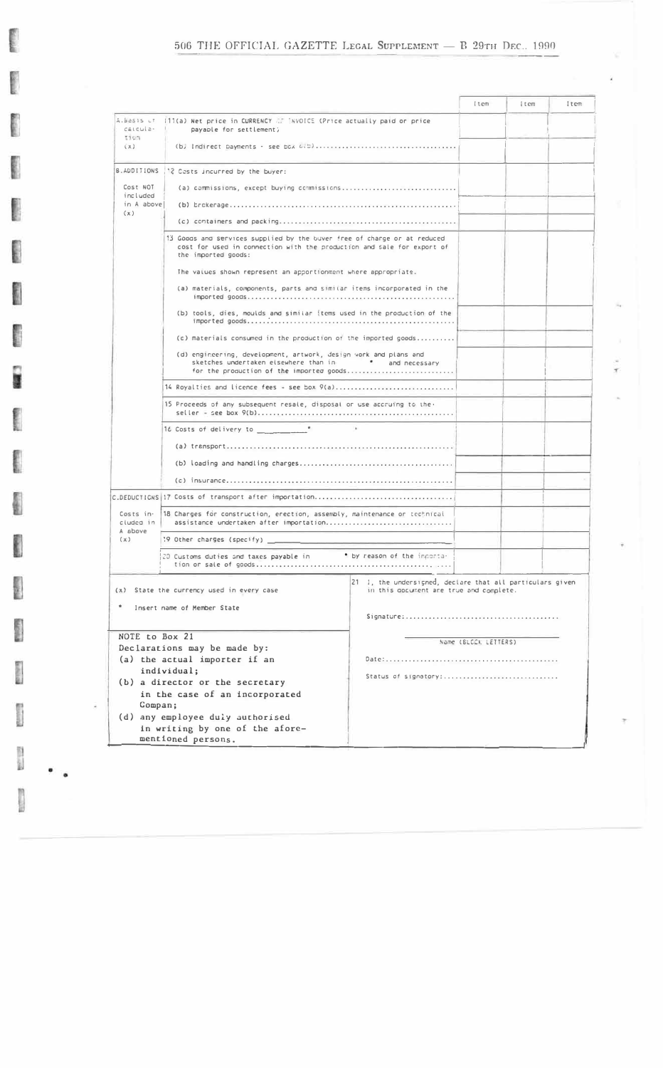| | | Item | Item | Item |
|---|---|---|---|---|
| A. basis of calculation (x) | 11(a) Net price in CURRENCY OF INVOICE (Price actually paid or price payable for settlement) | | | |
| | (b) Indirect payments - see box 8(b).................................... | | | |
| B. ADDITIONS Cost NOT included in A above (x) | 12 Costs incurred by the buyer: | | | |
| | (a) commissions, except buying commissions.............................. | | | |
| | (b) brokerage.......................................................... | | | |
| | (c) containers and packing.............................................. | | | |
| | 13 Goods and services supplied by the buyer free of charge or at reduced cost for used in connection with the production and sale for export of the imported goods: | | | |
| | The values shown represent an apportionment where appropriate. | | | |
| | (a) materials, components, parts and similar items incorporated in the imported goods.................................................... | | | |
| | (b) tools, dies, moulds and similar items used in the production of the imported goods.................................................... | | | |
| | (c) materials consumed in the production of the imported goods.......... | | | |
| | (d) engineering, development, artwork, design work and plans and sketches undertaken elsewhere than in * and necessary for the production of the imported goods........................... | | | |
| | 14 Royalties and licence fees - see box 9(a).............................. | | | |
| | 15 Proceeds of any subsequent resale, disposal or use accruing to the seller - see box 9(b).................................................. | | | |
| | 16 Costs of delivery to __________* | | | |
| | (a) transport.......................................................... | | | |
| | (b) loading and handling charges........................................ | | | |
| | (c) insurance.......................................................... | | | |
| C. DEDUCTIONS Costs included in A above (x) | 17 Costs of transport after importation.................................. | | | |
| | 18 Charges for construction, erection, assembly, maintenance or technical assistance undertaken after importation................................ | | | |
| | 19 Other charges (specify) __________ | | | |
| | 20 Customs duties and taxes payable in * by reason of the importation or sale of goods............................................... | | | |

(x) State the currency used in every case

\* Insert name of Member State

21 I, the undersigned, declare that all particulars given in this document are true and complete.

Signature:.......................................

Name (BLOCK LETTERS)

Date:............................................

Status of signatory:.............................

NOTE to Box 21

Declarations may be made by:

(a) the actual importer if an individual;

(b) a director or the secretary in the case of an incorporated Compan;

(d) any employee duly authorised in writing by one of the aforementioned persons.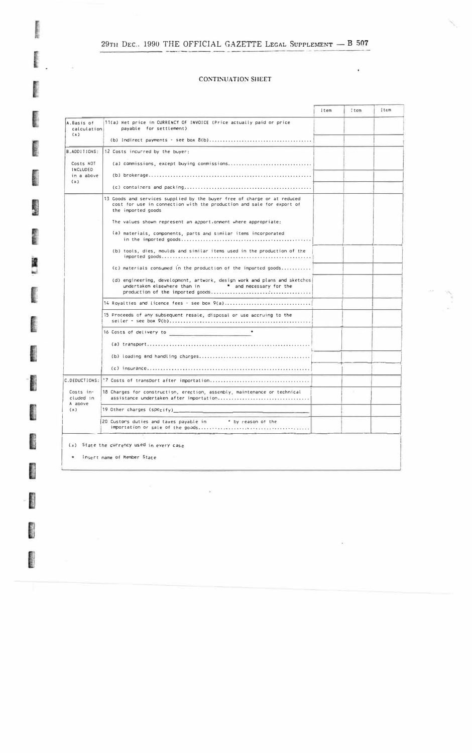CONTINUATION SHEET

| | | Item | Item | Item |
|---|---|---|---|---|
| A. Basis of calculation (x) | 11(a) Net price in CURRENCY OF INVOICE (Price actually paid or price payable for settlement) | | | |
| | (b) Indirect payments - see box 8(b)........................................ | | | |
| B. ADDITIONS: Costs NOT INCLUDED in a above (x) | 12 Costs incurred by the buyer: | | | |
| | (a) commissions, except buying commissions................................ | | | |
| | (b) brokerage.............................................................. | | | |
| | (c) containers and packing................................................ | | | |
| | 13 Goods and services supplied by the buyer free of charge or at reduced cost for use in connection with the production and sale for export of the imported goods<br>The values shown represent an apportionment where appropriate: | | | |
| | (a) materials, components, parts and similar items incorporated in the imported goods................................................ | | | |
| | (b) tools, dies, moulds and similar items used in the production of the imported goods.................................................... | | | |
| | (c) materials consumed in the production of the imported goods........... | | | |
| | (d) engineering, development, artwork, design work and plans and sketches undertaken elsewhere than in * and necessary for the production of the imported goods.............................................. | | | |
| | 14 Royalties and licence fees - see box 9(a).................................. | | | |
| | 15 Proceeds of any subsequent resale, disposal or use accruing to the seller - see box 9(b).................................................... | | | |
| | 16 Costs of delivery to ____________________ * | | | |
| | (a) transport.............................................................. | | | |
| | (b) loading and handling charges......................................... | | | |
| | (c) insurance.............................................................. | | | |
| C. DEDUCTIONS: Costs included in A above (x) | 17 Costs of transport after importation.................................... | | | |
| | 18 Charges for construction, erection, assembly, maintenance or technical assistance undertaken after importation.................................. | | | |
| | 19 Other charges (specify)____________________ | | | |
| | 20 Customs duties and taxes payable in * by reason of the importation or sale of the goods.............................................. | | | |

(x) State the currency used in every case

\* Insert name of Member State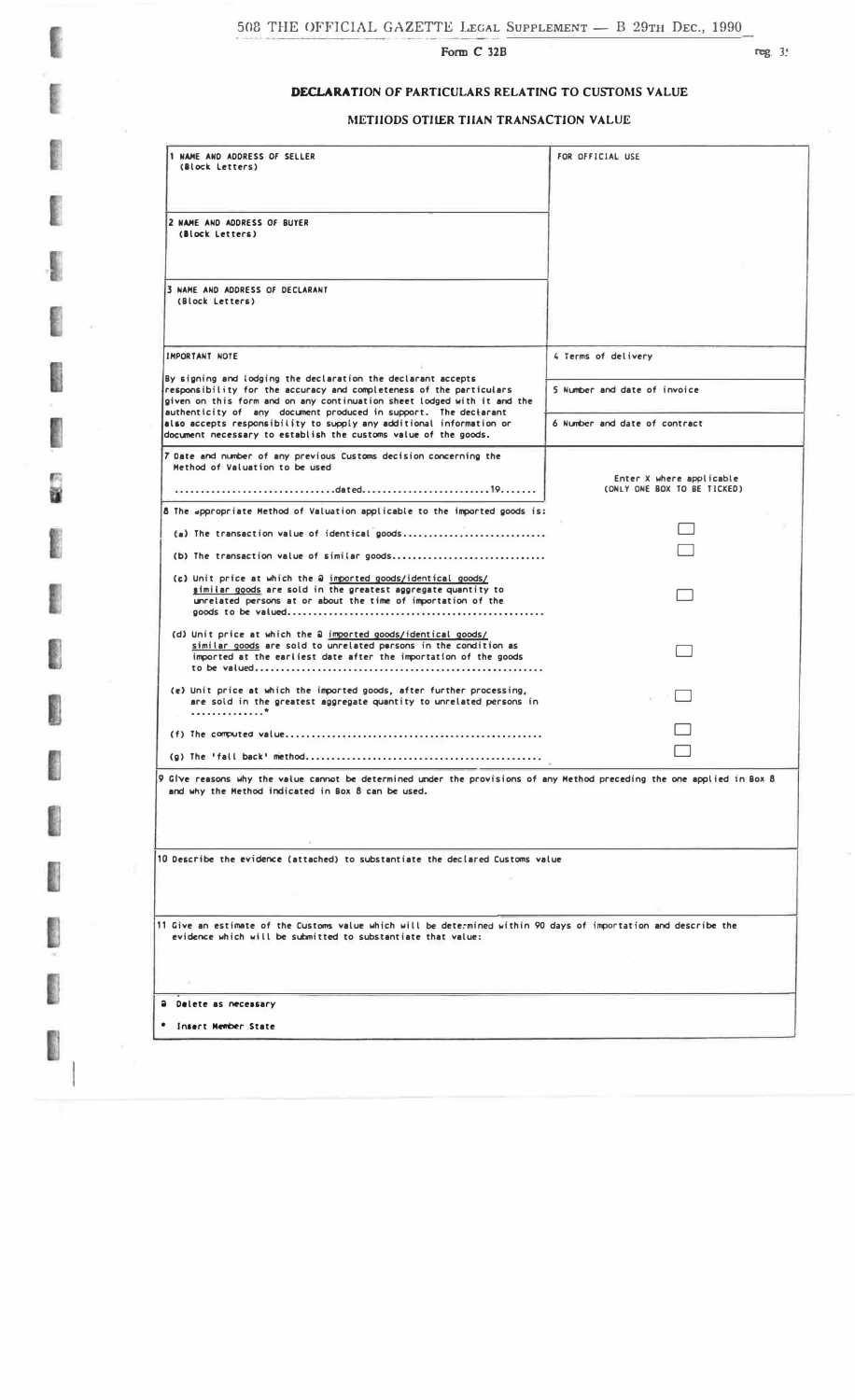Form C 32B

reg. 3

## DECLARATION OF PARTICULARS RELATING TO CUSTOMS VALUE

### METHODS OTHER THAN TRANSACTION VALUE

| | |
|---|---|
| 1 NAME AND ADDRESS OF SELLER (Block Letters) | FOR OFFICIAL USE |
| 2 NAME AND ADDRESS OF BUYER (Block Letters) | |
| 3 NAME AND ADDRESS OF DECLARANT (Block Letters) | |
| IMPORTANT NOTE<br><br>By signing and lodging the declaration the declarant accepts responsibility for the accuracy and completeness of the particulars given on this form and on any continuation sheet lodged with it and the authenticity of any document produced in support. The declarant also accepts responsibility to supply any additional information or document necessary to establish the customs value of the goods. | 4 Terms of delivery<br><br>5 Number and date of invoice<br><br>6 Number and date of contract |
| 7 Date and number of any previous Customs decision concerning the Method of Valuation to be used<br><br>................................dated..........................19....... | Enter X where applicable (ONLY ONE BOX TO BE TICKED) |
| 8 The appropriate Method of Valuation applicable to the imported goods is: | |
| (a) The transaction value of identical goods............................ | ☐ |
| (b) The transaction value of similar goods.............................. | ☐ |
| (c) Unit price at which the @ imported goods/identical goods/ similar goods are sold in the greatest aggregate quantity to unrelated persons at or about the time of importation of the goods to be valued.................................................. | ☐ |
| (d) Unit price at which the @ imported goods/identical goods/ similar goods are sold to unrelated persons in the condition as imported at the earliest date after the importation of the goods to be valued........................................................ | ☐ |
| (e) Unit price at which the imported goods, after further processing, are sold in the greatest aggregate quantity to unrelated persons in ..............* | ☐ |
| (f) The computed value.................................................. | ☐ |
| (g) The 'fall back' method.............................................. | ☐ |

9 Give reasons why the value cannot be determined under the provisions of any Method preceding the one applied in Box 8 and why the Method indicated in Box 8 can be used.

10 Describe the evidence (attached) to substantiate the declared Customs value

11 Give an estimate of the Customs value which will be determined within 90 days of importation and describe the evidence which will be submitted to substantiate that value:

@ Delete as necessary

* Insert Member State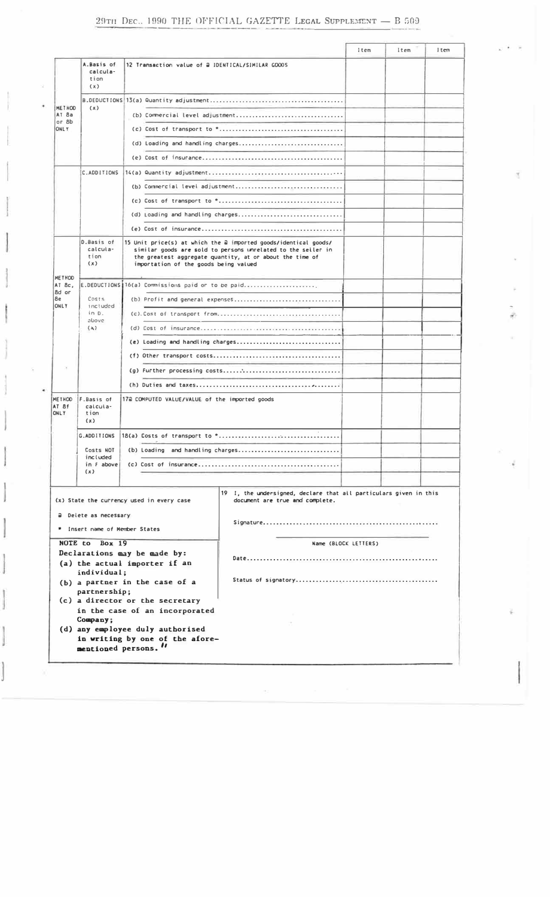| | | | Item | Item | Item |
|---|---|---|---|---|---|
| METHOD AT 8a or 8b ONLY | A. Basis of calculation (x) | 12 Transaction value of @ IDENTICAL/SIMILAR GOODS | | | |
| | B. DEDUCTIONS (x) | 13(a) Quantity adjustment........................................ | | | |
| | | (b) Commercial level adjustment................................ | | | |
| | | (c) Cost of transport to *...................................... | | | |
| | | (d) Loading and handling charges................................ | | | |
| | | (e) Cost of insurance.......................................... | | | |
| | C. ADDITIONS | 14(a) Quantity adjustment........................................ | | | |
| | | (b) Commercial level adjustment................................ | | | |
| | | (c) Cost of transport to *...................................... | | | |
| | | (d) Loading and handling charges................................ | | | |
| | | (e) Cost of insurance.......................................... | | | |
| METHOD AT 8c, 8d or 8e ONLY | D. Basis of calculation (x) | 15 Unit price(s) at which the @ imported goods/identical goods/similar goods are sold to persons unrelated to the seller in the greatest aggregate quantity, at or about the time of importation of the goods being valued | | | |
| | E. DEDUCTIONS Costs included in D. above (x) | 16(a) Commissions paid or to be paid.......................... | | | |
| | | (b) Profit and general expenses................................ | | | |
| | | (c). Cost of transport from..................................... | | | |
| | | (d) Cost of insurance.......................................... | | | |
| | | (e) Loading and handling charges................................ | | | |
| | | (f) Other transport costs...................................... | | | |
| | | (g) Further processing costs.................................... | | | |
| | | (h) Duties and taxes............................................ | | | |
| METHOD AT 8f ONLY | F. Basis of calculation (x) | 17@ COMPUTED VALUE/VALUE of the imported goods | | | |
| | G. ADDITIONS Costs NOT included in F above (x) | 18(a) Costs of transport to *.................................... | | | |
| | | (b) Loading and handling charges................................ | | | |
| | | (c) Cost of insurance.......................................... | | | |

(x) State the currency used in every case

@ Delete as necessary

* Insert name of Member States

**NOTE to Box 19**

**Declarations may be made by:**

**(a) the actual importer if an individual;**

**(b) a partner in the case of a partnership;**

**(c) a director or the secretary in the case of an incorporated Company;**

**(d) any employee duly authorised in writing by one of the aforementioned persons."**

19 I, the undersigned, declare that all particulars given in this document are true and complete.

Signature.....................................................

Name (BLOCK LETTERS)

Date..........................................................

Status of signatory...........................................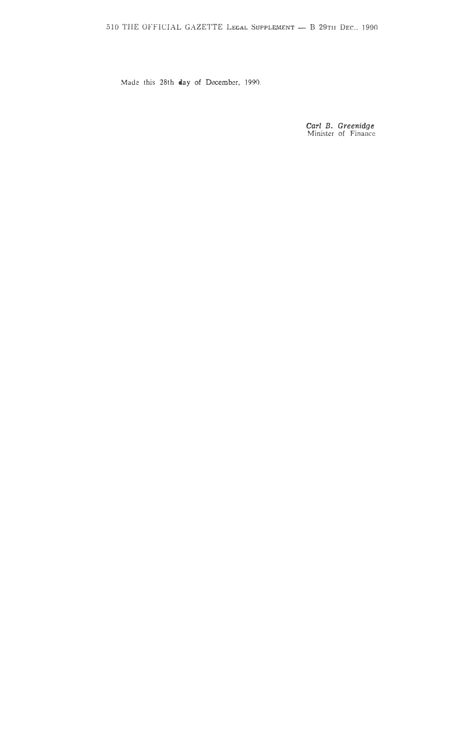Made this 28th day of December, 1990.

*Carl B. Greenidge*
Minister of Finance